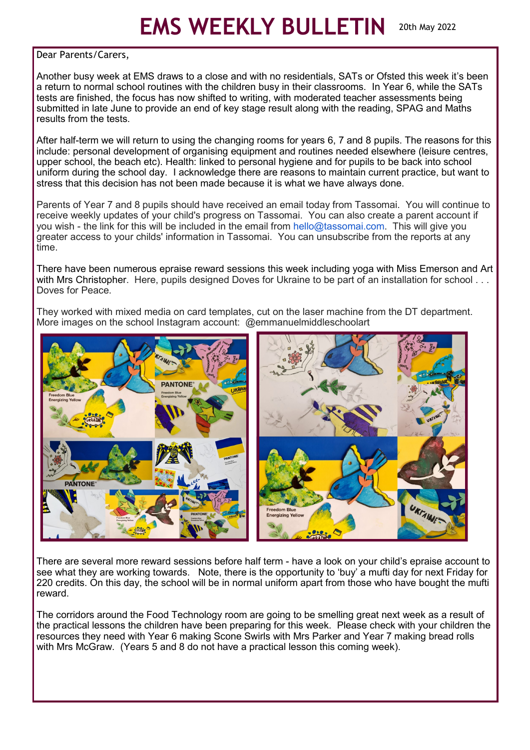# EMS WEEKLY BULLETIN

20th May 2022

Dear Parents/Carers,

Another busy week at EMS draws to a close and with no residentials, SATs or Ofsted this week it's been a return to normal school routines with the children busy in their classrooms. In Year 6, while the SATs tests are finished, the focus has now shifted to writing, with moderated teacher assessments being submitted in late June to provide an end of key stage result along with the reading, SPAG and Maths results from the tests.

After half-term we will return to using the changing rooms for years 6, 7 and 8 pupils. The reasons for this include: personal development of organising equipment and routines needed elsewhere (leisure centres, upper school, the beach etc). Health: linked to personal hygiene and for pupils to be back into school uniform during the school day. I acknowledge there are reasons to maintain current practice, but want to stress that this decision has not been made because it is what we have always done.

Parents of Year 7 and 8 pupils should have received an email today from Tassomai. You will continue to receive weekly updates of your child's progress on Tassomai. You can also create a parent account if you wish - the link for this will be included in the email from hello@tassomai.com. This will give you greater access to your childs' information in Tassomai. You can unsubscribe from the reports at any time.

There have been numerous epraise reward sessions this week including yoga with Miss Emerson and Art with Mrs Christopher. Here, pupils designed Doves for Ukraine to be part of an installation for school . . . Doves for Peace.

They worked with mixed media on card templates, cut on the laser machine from the DT department. More images on the school Instagram account: @emmanuelmiddleschoolart

There are several more reward sessions before half term - have a look on your child's epraise account to see what they are working towards. Note, there is the opportunity to 'buy' a mufti day for next Friday for 220 credits. On this day, the school will be in normal uniform apart from those who have bought the mufti reward.

The corridors around the Food Technology room are going to be smelling great next week as a result of the practical lessons the children have been preparing for this week. Please check with your children the resources they need with Year 6 making Scone Swirls with Mrs Parker and Year 7 making bread rolls with Mrs McGraw. (Years 5 and 8 do not have a practical lesson this coming week).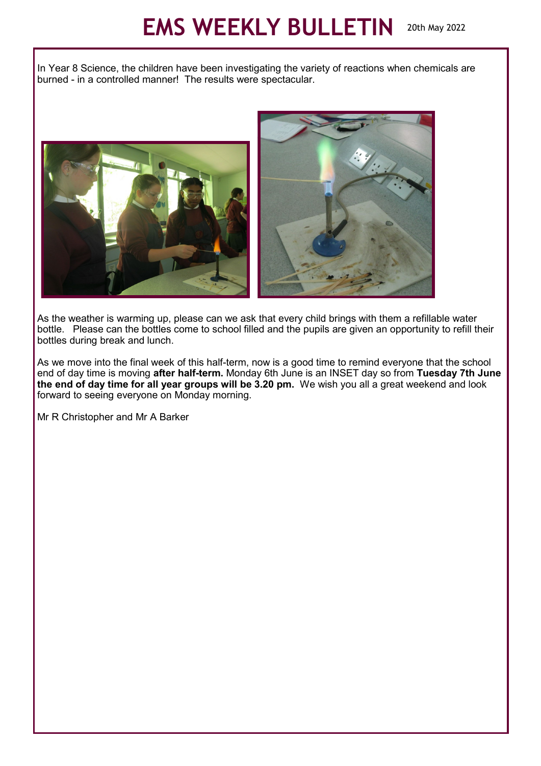# EMS WEEKLY BULLETIN

20th May 2022

In Year 8 Science, the children have been investigating the variety of reactions when chemicals are burned - in a controlled manner! The results were spectacular.

As the weather is warming up, please can we ask that every child brings with them a refillable water bottle. Please can the bottles come to school filled and the pupils are given an opportunity to refill their bottles during break and lunch.

As we move into the final week of this half-term, now is a good time to remind everyone that the school end of day time is moving **after half-term.** Monday 6th June is an INSET day so from **Tuesday 7th June the end of day time for all year groups will be 3.20 pm.** We wish you all a great weekend and look forward to seeing everyone on Monday morning.

Mr R Christopher and Mr A Barker